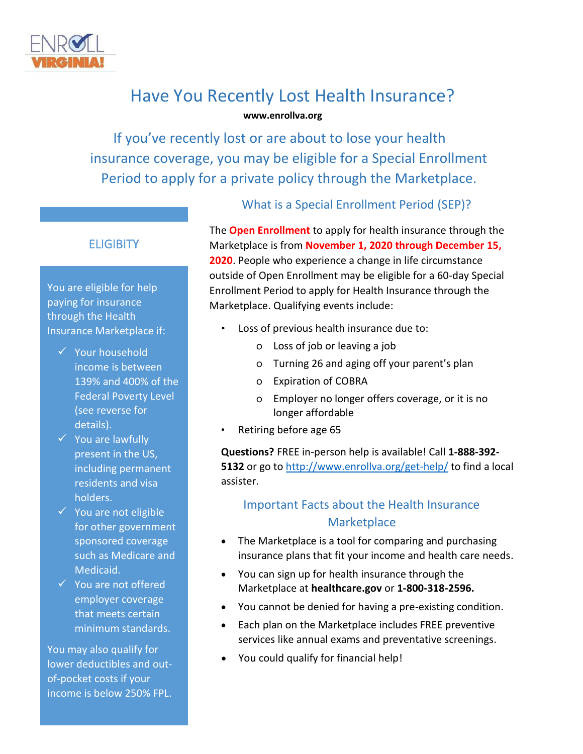ENROLL VIRGINIA!

# Have You Recently Lost Health Insurance?

**www.enrollva.org**

## If you've recently lost or are about to lose your health insurance coverage, you may be eligible for a Special Enrollment Period to apply for a private policy through the Marketplace.

### ELIGIBITY

You are eligible for help paying for insurance through the Health Insurance Marketplace if:

- ✓ Your household income is between 139% and 400% of the Federal Poverty Level (see reverse for details).
- ✓ You are lawfully present in the US, including permanent residents and visa holders.
- ✓ You are not eligible for other government sponsored coverage such as Medicare and Medicaid.
- ✓ You are not offered employer coverage that meets certain minimum standards.

You may also qualify for lower deductibles and out-of-pocket costs if your income is below 250% FPL.

### What is a Special Enrollment Period (SEP)?

The **Open Enrollment** to apply for health insurance through the Marketplace is from **November 1, 2020 through December 15, 2020**. People who experience a change in life circumstance outside of Open Enrollment may be eligible for a 60-day Special Enrollment Period to apply for Health Insurance through the Marketplace. Qualifying events include:

- Loss of previous health insurance due to:
  - Loss of job or leaving a job
  - Turning 26 and aging off your parent's plan
  - Expiration of COBRA
  - Employer no longer offers coverage, or it is no longer affordable
- Retiring before age 65

**Questions?** FREE in-person help is available! Call **1-888-392-5132** or go to http://www.enrollva.org/get-help/ to find a local assister.

### Important Facts about the Health Insurance Marketplace

- The Marketplace is a tool for comparing and purchasing insurance plans that fit your income and health care needs.
- You can sign up for health insurance through the Marketplace at **healthcare.gov** or **1-800-318-2596.**
- You cannot be denied for having a pre-existing condition.
- Each plan on the Marketplace includes FREE preventive services like annual exams and preventative screenings.
- You could qualify for financial help!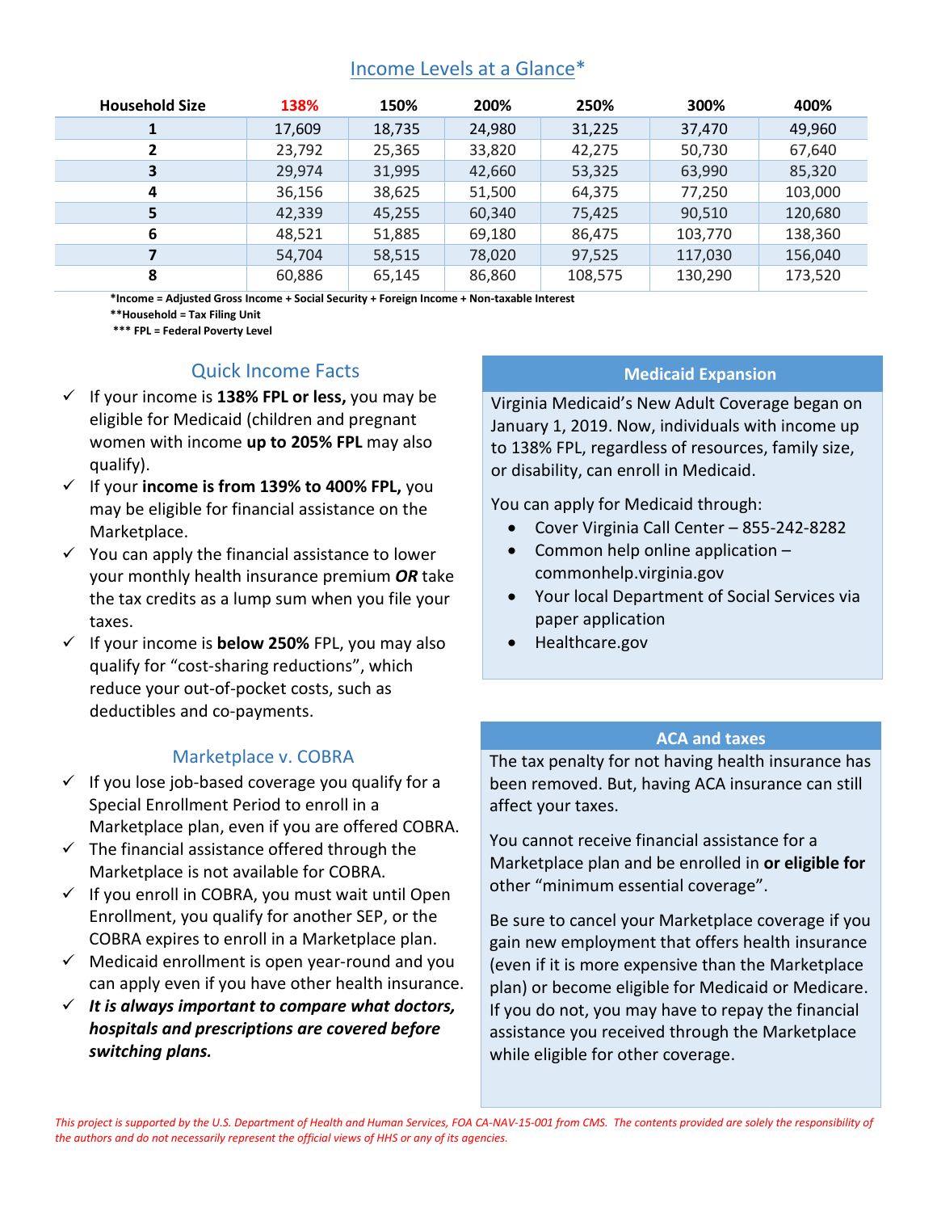## Income Levels at a Glance*

| Household Size | 138% | 150% | 200% | 250% | 300% | 400% |
|---|---|---|---|---|---|---|
| 1 | 17,609 | 18,735 | 24,980 | 31,225 | 37,470 | 49,960 |
| 2 | 23,792 | 25,365 | 33,820 | 42,275 | 50,730 | 67,640 |
| 3 | 29,974 | 31,995 | 42,660 | 53,325 | 63,990 | 85,320 |
| 4 | 36,156 | 38,625 | 51,500 | 64,375 | 77,250 | 103,000 |
| 5 | 42,339 | 45,255 | 60,340 | 75,425 | 90,510 | 120,680 |
| 6 | 48,521 | 51,885 | 69,180 | 86,475 | 103,770 | 138,360 |
| 7 | 54,704 | 58,515 | 78,020 | 97,525 | 117,030 | 156,040 |
| 8 | 60,886 | 65,145 | 86,860 | 108,575 | 130,290 | 173,520 |

**\*Income = Adjusted Gross Income + Social Security + Foreign Income + Non-taxable Interest**
**\*\*Household = Tax Filing Unit**
**\*\*\* FPL = Federal Poverty Level**

### Quick Income Facts

- ✓ If your income is **138% FPL or less,** you may be eligible for Medicaid (children and pregnant women with income **up to 205% FPL** may also qualify).
- ✓ If your **income is from 139% to 400% FPL,** you may be eligible for financial assistance on the Marketplace.
- ✓ You can apply the financial assistance to lower your monthly health insurance premium ***OR*** take the tax credits as a lump sum when you file your taxes.
- ✓ If your income is **below 250%** FPL, you may also qualify for "cost-sharing reductions", which reduce your out-of-pocket costs, such as deductibles and co-payments.

### Marketplace v. COBRA

- ✓ If you lose job-based coverage you qualify for a Special Enrollment Period to enroll in a Marketplace plan, even if you are offered COBRA.
- ✓ The financial assistance offered through the Marketplace is not available for COBRA.
- ✓ If you enroll in COBRA, you must wait until Open Enrollment, you qualify for another SEP, or the COBRA expires to enroll in a Marketplace plan.
- ✓ Medicaid enrollment is open year-round and you can apply even if you have other health insurance.
- ✓ ***It is always important to compare what doctors, hospitals and prescriptions are covered before switching plans.***

### Medicaid Expansion

Virginia Medicaid's New Adult Coverage began on January 1, 2019. Now, individuals with income up to 138% FPL, regardless of resources, family size, or disability, can enroll in Medicaid.

You can apply for Medicaid through:

- Cover Virginia Call Center – 855-242-8282
- Common help online application – commonhelp.virginia.gov
- Your local Department of Social Services via paper application
- Healthcare.gov

### ACA and taxes

The tax penalty for not having health insurance has been removed. But, having ACA insurance can still affect your taxes.

You cannot receive financial assistance for a Marketplace plan and be enrolled in **or eligible for** other "minimum essential coverage".

Be sure to cancel your Marketplace coverage if you gain new employment that offers health insurance (even if it is more expensive than the Marketplace plan) or become eligible for Medicaid or Medicare. If you do not, you may have to repay the financial assistance you received through the Marketplace while eligible for other coverage.

*This project is supported by the U.S. Department of Health and Human Services, FOA CA-NAV-15-001 from CMS. The contents provided are solely the responsibility of the authors and do not necessarily represent the official views of HHS or any of its agencies.*